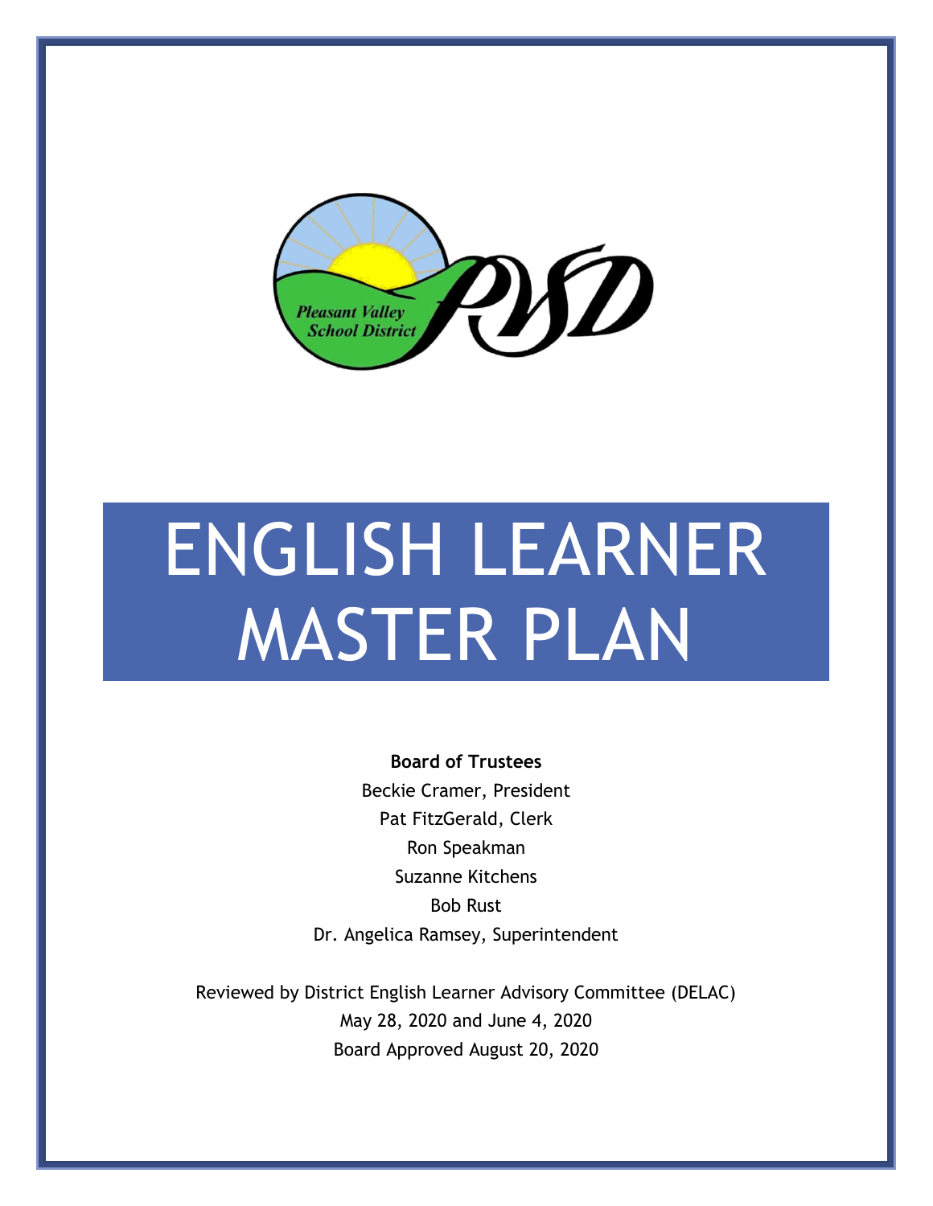Pleasant Valley School District

PVSD

# ENGLISH LEARNER MASTER PLAN

**Board of Trustees**

Beckie Cramer, President

Pat FitzGerald, Clerk

Ron Speakman

Suzanne Kitchens

Bob Rust

Dr. Angelica Ramsey, Superintendent

Reviewed by District English Learner Advisory Committee (DELAC)

May 28, 2020 and June 4, 2020

Board Approved August 20, 2020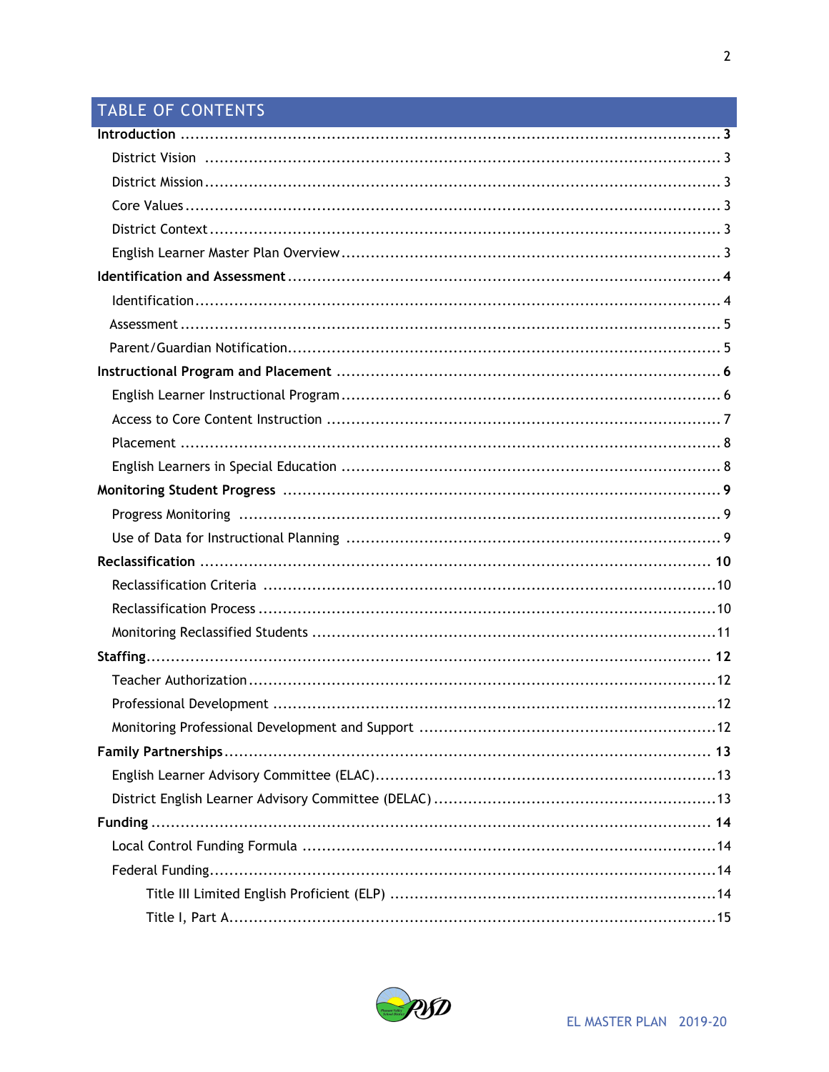## TABLE OF CONTENTS

**Introduction** .......... **3**

- District Vision .......... 3
- District Mission .......... 3
- Core Values .......... 3
- District Context .......... 3
- English Learner Master Plan Overview .......... 3

**Identification and Assessment** .......... **4**

- Identification .......... 4
- Assessment .......... 5
- Parent/Guardian Notification .......... 5

**Instructional Program and Placement** .......... **6**

- English Learner Instructional Program .......... 6
- Access to Core Content Instruction .......... 7
- Placement .......... 8
- English Learners in Special Education .......... 8

**Monitoring Student Progress** .......... **9**

- Progress Monitoring .......... 9
- Use of Data for Instructional Planning .......... 9

**Reclassification** .......... **10**

- Reclassification Criteria .......... 10
- Reclassification Process .......... 10
- Monitoring Reclassified Students .......... 11

**Staffing** .......... **12**

- Teacher Authorization .......... 12
- Professional Development .......... 12
- Monitoring Professional Development and Support .......... 12

**Family Partnerships** .......... **13**

- English Learner Advisory Committee (ELAC) .......... 13
- District English Learner Advisory Committee (DELAC) .......... 13

**Funding** .......... **14**

- Local Control Funding Formula .......... 14
- Federal Funding .......... 14
  - Title III Limited English Proficient (ELP) .......... 14
  - Title I, Part A .......... 15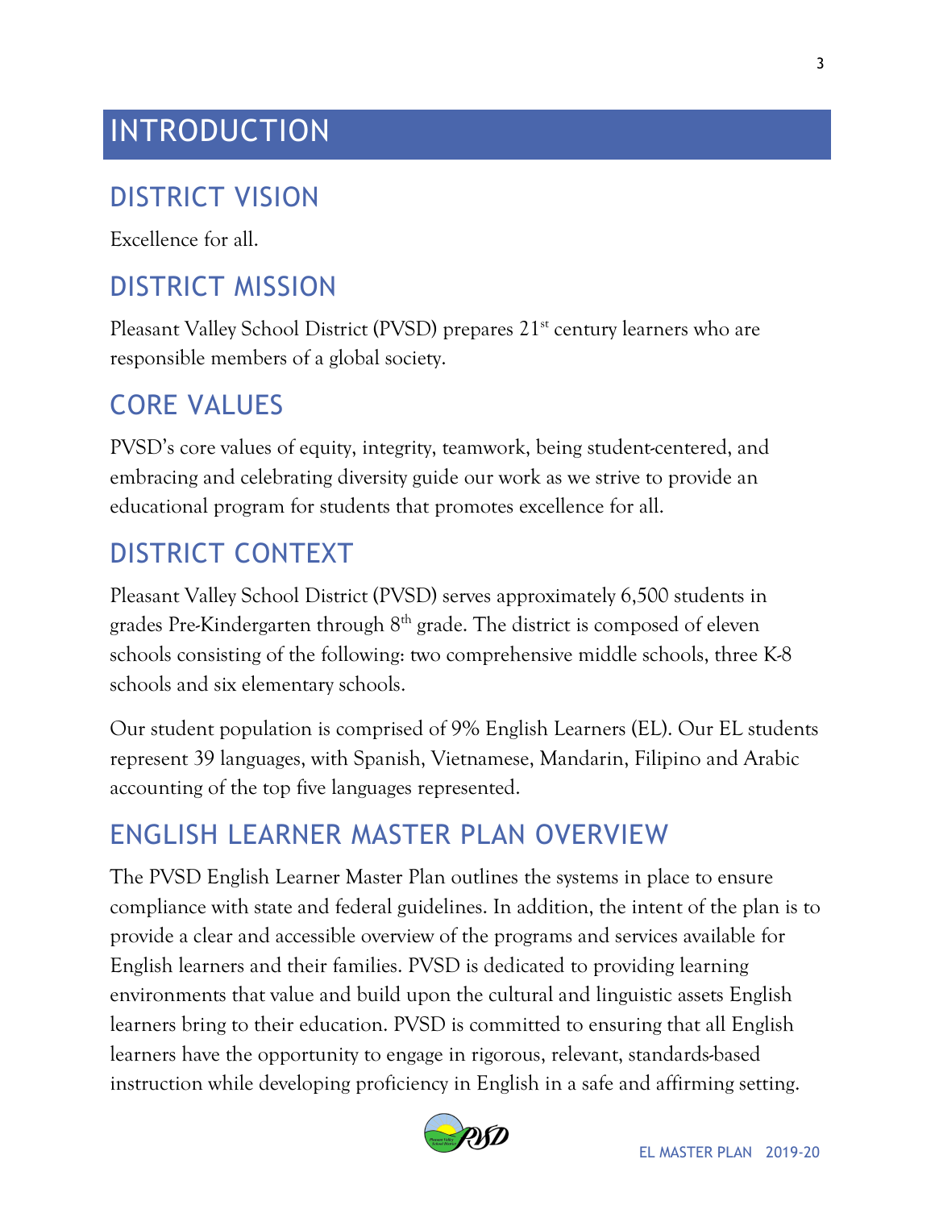# INTRODUCTION

## DISTRICT VISION

Excellence for all.

## DISTRICT MISSION

Pleasant Valley School District (PVSD) prepares 21st century learners who are responsible members of a global society.

## CORE VALUES

PVSD's core values of equity, integrity, teamwork, being student-centered, and embracing and celebrating diversity guide our work as we strive to provide an educational program for students that promotes excellence for all.

## DISTRICT CONTEXT

Pleasant Valley School District (PVSD) serves approximately 6,500 students in grades Pre-Kindergarten through 8th grade. The district is composed of eleven schools consisting of the following: two comprehensive middle schools, three K-8 schools and six elementary schools.

Our student population is comprised of 9% English Learners (EL). Our EL students represent 39 languages, with Spanish, Vietnamese, Mandarin, Filipino and Arabic accounting of the top five languages represented.

## ENGLISH LEARNER MASTER PLAN OVERVIEW

The PVSD English Learner Master Plan outlines the systems in place to ensure compliance with state and federal guidelines. In addition, the intent of the plan is to provide a clear and accessible overview of the programs and services available for English learners and their families. PVSD is dedicated to providing learning environments that value and build upon the cultural and linguistic assets English learners bring to their education. PVSD is committed to ensuring that all English learners have the opportunity to engage in rigorous, relevant, standards-based instruction while developing proficiency in English in a safe and affirming setting.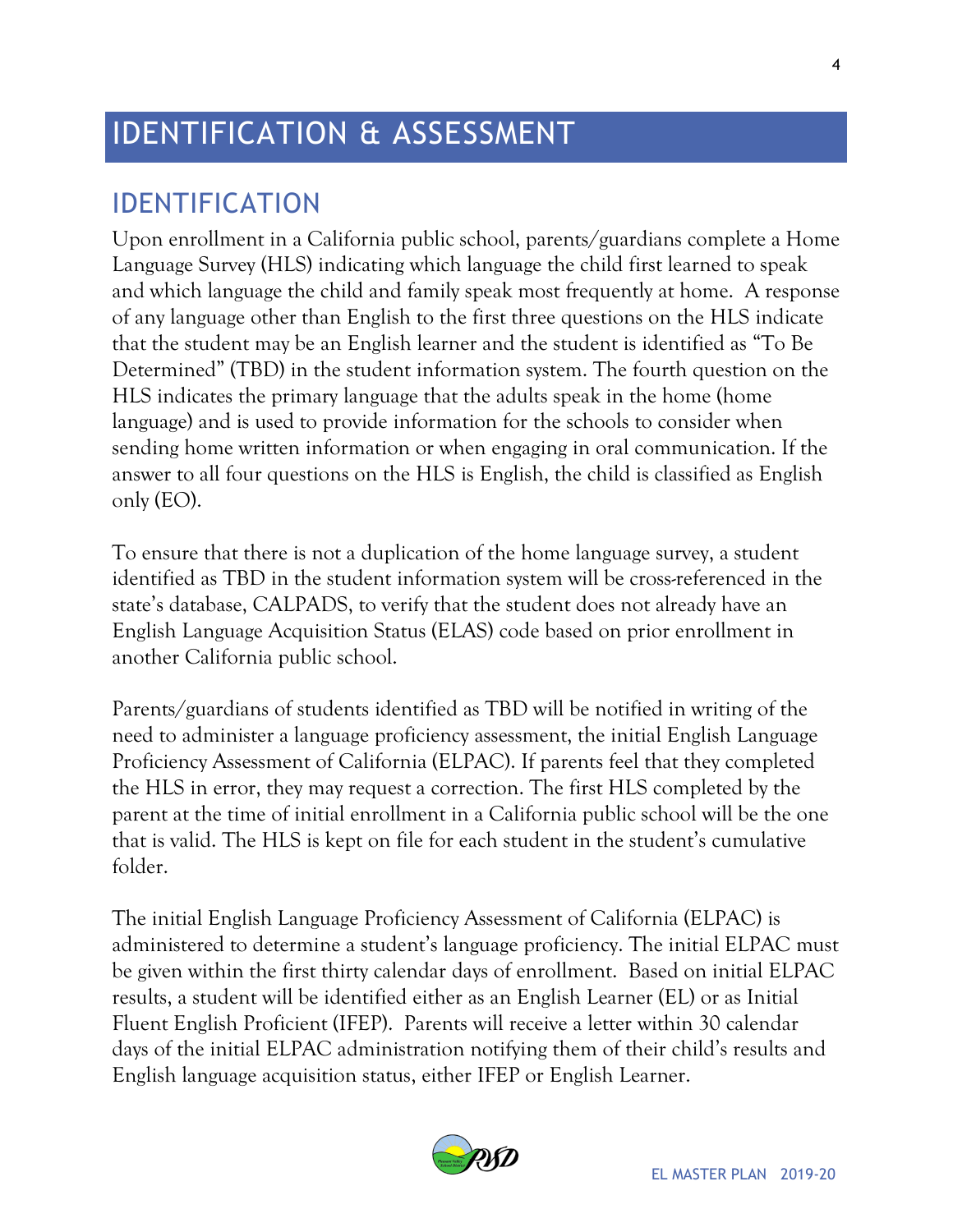# IDENTIFICATION & ASSESSMENT

## IDENTIFICATION

Upon enrollment in a California public school, parents/guardians complete a Home Language Survey (HLS) indicating which language the child first learned to speak and which language the child and family speak most frequently at home. A response of any language other than English to the first three questions on the HLS indicate that the student may be an English learner and the student is identified as "To Be Determined" (TBD) in the student information system. The fourth question on the HLS indicates the primary language that the adults speak in the home (home language) and is used to provide information for the schools to consider when sending home written information or when engaging in oral communication. If the answer to all four questions on the HLS is English, the child is classified as English only (EO).

To ensure that there is not a duplication of the home language survey, a student identified as TBD in the student information system will be cross-referenced in the state's database, CALPADS, to verify that the student does not already have an English Language Acquisition Status (ELAS) code based on prior enrollment in another California public school.

Parents/guardians of students identified as TBD will be notified in writing of the need to administer a language proficiency assessment, the initial English Language Proficiency Assessment of California (ELPAC). If parents feel that they completed the HLS in error, they may request a correction. The first HLS completed by the parent at the time of initial enrollment in a California public school will be the one that is valid. The HLS is kept on file for each student in the student's cumulative folder.

The initial English Language Proficiency Assessment of California (ELPAC) is administered to determine a student's language proficiency. The initial ELPAC must be given within the first thirty calendar days of enrollment. Based on initial ELPAC results, a student will be identified either as an English Learner (EL) or as Initial Fluent English Proficient (IFEP). Parents will receive a letter within 30 calendar days of the initial ELPAC administration notifying them of their child's results and English language acquisition status, either IFEP or English Learner.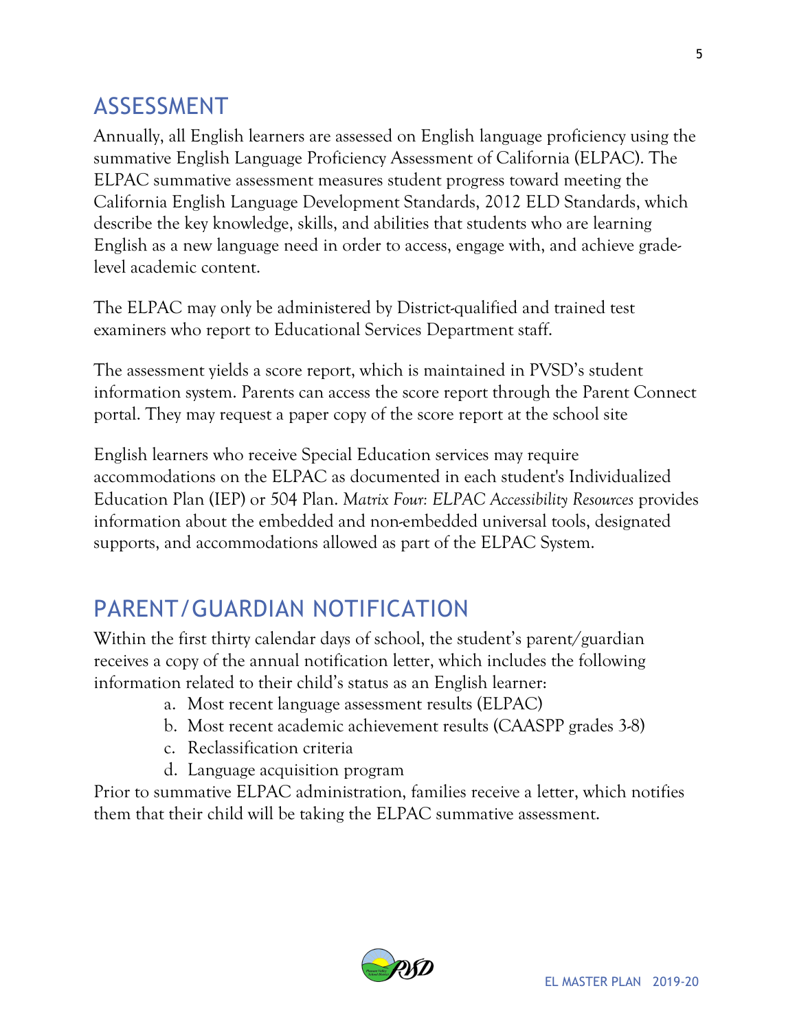## ASSESSMENT

Annually, all English learners are assessed on English language proficiency using the summative English Language Proficiency Assessment of California (ELPAC). The ELPAC summative assessment measures student progress toward meeting the California English Language Development Standards, 2012 ELD Standards, which describe the key knowledge, skills, and abilities that students who are learning English as a new language need in order to access, engage with, and achieve grade-level academic content.

The ELPAC may only be administered by District-qualified and trained test examiners who report to Educational Services Department staff.

The assessment yields a score report, which is maintained in PVSD's student information system. Parents can access the score report through the Parent Connect portal. They may request a paper copy of the score report at the school site

English learners who receive Special Education services may require accommodations on the ELPAC as documented in each student's Individualized Education Plan (IEP) or 504 Plan. *Matrix Four: ELPAC Accessibility Resources* provides information about the embedded and non-embedded universal tools, designated supports, and accommodations allowed as part of the ELPAC System.

## PARENT/GUARDIAN NOTIFICATION

Within the first thirty calendar days of school, the student's parent/guardian receives a copy of the annual notification letter, which includes the following information related to their child's status as an English learner:

a. Most recent language assessment results (ELPAC)
b. Most recent academic achievement results (CAASPP grades 3-8)
c. Reclassification criteria
d. Language acquisition program

Prior to summative ELPAC administration, families receive a letter, which notifies them that their child will be taking the ELPAC summative assessment.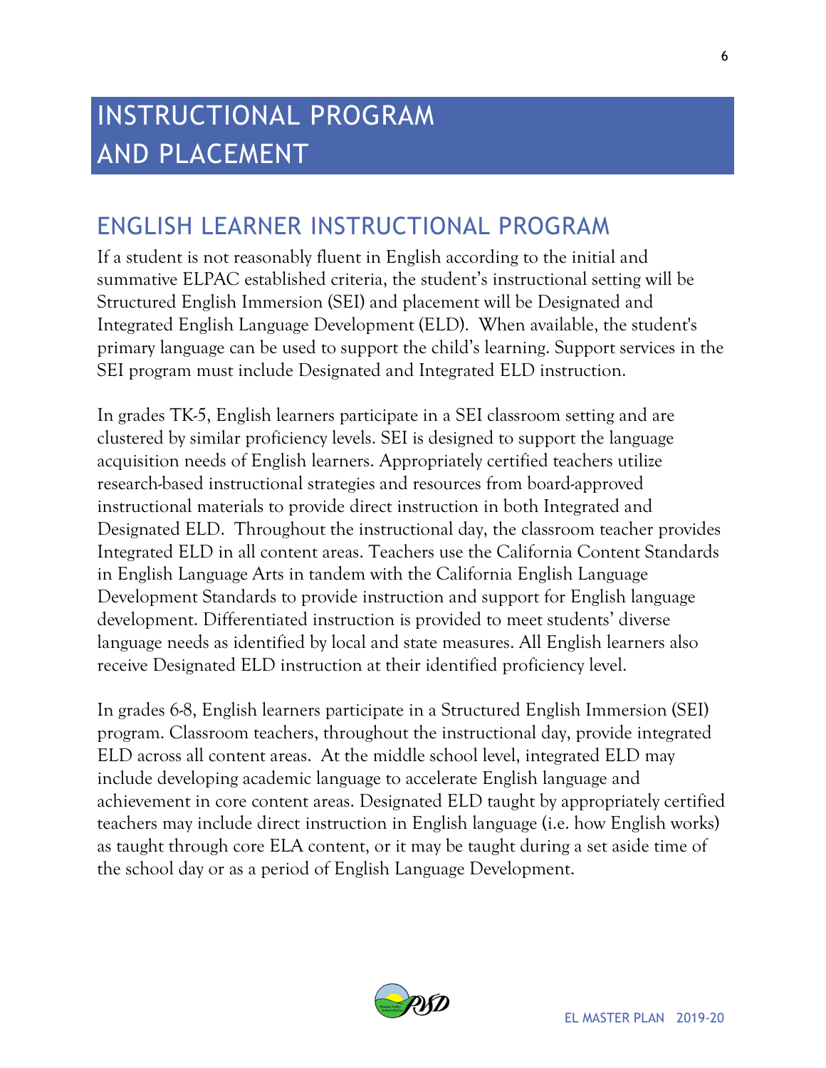# INSTRUCTIONAL PROGRAM AND PLACEMENT

## ENGLISH LEARNER INSTRUCTIONAL PROGRAM

If a student is not reasonably fluent in English according to the initial and summative ELPAC established criteria, the student's instructional setting will be Structured English Immersion (SEI) and placement will be Designated and Integrated English Language Development (ELD). When available, the student's primary language can be used to support the child's learning. Support services in the SEI program must include Designated and Integrated ELD instruction.

In grades TK-5, English learners participate in a SEI classroom setting and are clustered by similar proficiency levels. SEI is designed to support the language acquisition needs of English learners. Appropriately certified teachers utilize research-based instructional strategies and resources from board-approved instructional materials to provide direct instruction in both Integrated and Designated ELD. Throughout the instructional day, the classroom teacher provides Integrated ELD in all content areas. Teachers use the California Content Standards in English Language Arts in tandem with the California English Language Development Standards to provide instruction and support for English language development. Differentiated instruction is provided to meet students' diverse language needs as identified by local and state measures. All English learners also receive Designated ELD instruction at their identified proficiency level.

In grades 6-8, English learners participate in a Structured English Immersion (SEI) program. Classroom teachers, throughout the instructional day, provide integrated ELD across all content areas. At the middle school level, integrated ELD may include developing academic language to accelerate English language and achievement in core content areas. Designated ELD taught by appropriately certified teachers may include direct instruction in English language (i.e. how English works) as taught through core ELA content, or it may be taught during a set aside time of the school day or as a period of English Language Development.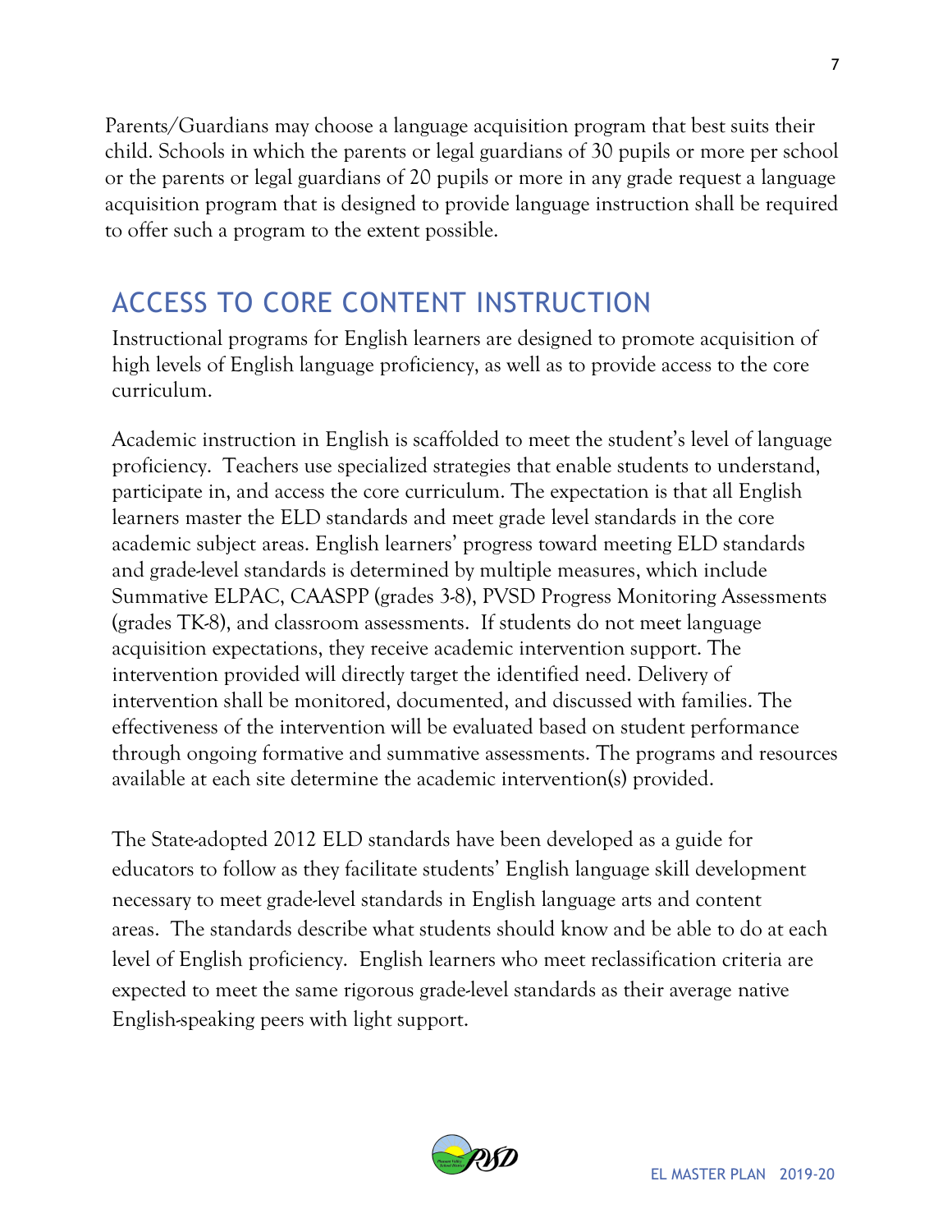Parents/Guardians may choose a language acquisition program that best suits their child. Schools in which the parents or legal guardians of 30 pupils or more per school or the parents or legal guardians of 20 pupils or more in any grade request a language acquisition program that is designed to provide language instruction shall be required to offer such a program to the extent possible.

## ACCESS TO CORE CONTENT INSTRUCTION

Instructional programs for English learners are designed to promote acquisition of high levels of English language proficiency, as well as to provide access to the core curriculum.

Academic instruction in English is scaffolded to meet the student's level of language proficiency. Teachers use specialized strategies that enable students to understand, participate in, and access the core curriculum. The expectation is that all English learners master the ELD standards and meet grade level standards in the core academic subject areas. English learners' progress toward meeting ELD standards and grade-level standards is determined by multiple measures, which include Summative ELPAC, CAASPP (grades 3-8), PVSD Progress Monitoring Assessments (grades TK-8), and classroom assessments. If students do not meet language acquisition expectations, they receive academic intervention support. The intervention provided will directly target the identified need. Delivery of intervention shall be monitored, documented, and discussed with families. The effectiveness of the intervention will be evaluated based on student performance through ongoing formative and summative assessments. The programs and resources available at each site determine the academic intervention(s) provided.

The State-adopted 2012 ELD standards have been developed as a guide for educators to follow as they facilitate students' English language skill development necessary to meet grade-level standards in English language arts and content areas. The standards describe what students should know and be able to do at each level of English proficiency. English learners who meet reclassification criteria are expected to meet the same rigorous grade-level standards as their average native English-speaking peers with light support.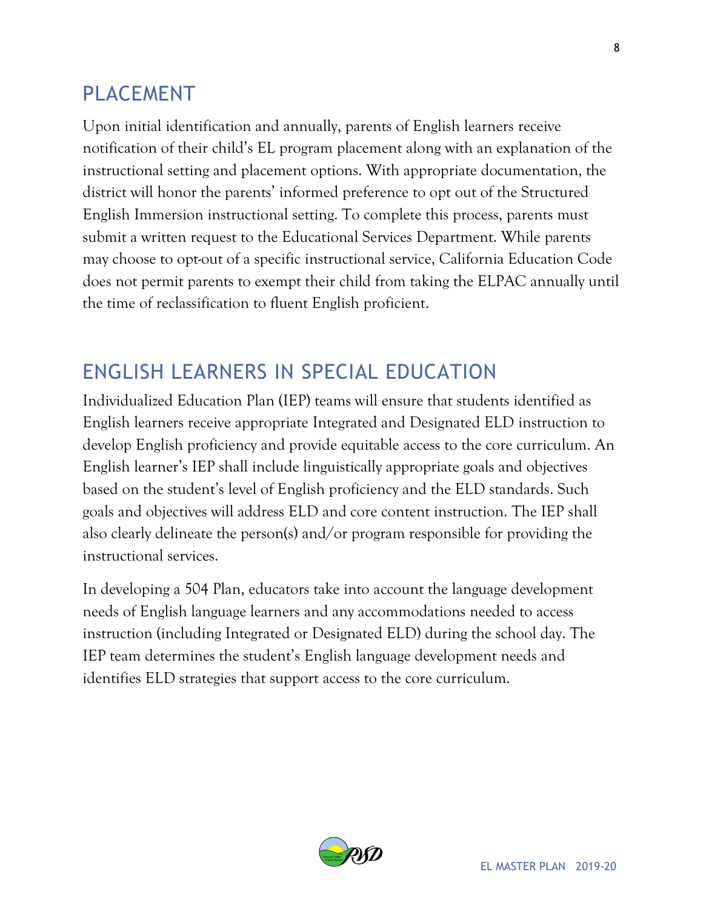## PLACEMENT

Upon initial identification and annually, parents of English learners receive notification of their child's EL program placement along with an explanation of the instructional setting and placement options. With appropriate documentation, the district will honor the parents' informed preference to opt out of the Structured English Immersion instructional setting. To complete this process, parents must submit a written request to the Educational Services Department. While parents may choose to opt-out of a specific instructional service, California Education Code does not permit parents to exempt their child from taking the ELPAC annually until the time of reclassification to fluent English proficient.

## ENGLISH LEARNERS IN SPECIAL EDUCATION

Individualized Education Plan (IEP) teams will ensure that students identified as English learners receive appropriate Integrated and Designated ELD instruction to develop English proficiency and provide equitable access to the core curriculum. An English learner's IEP shall include linguistically appropriate goals and objectives based on the student's level of English proficiency and the ELD standards. Such goals and objectives will address ELD and core content instruction. The IEP shall also clearly delineate the person(s) and/or program responsible for providing the instructional services.

In developing a 504 Plan, educators take into account the language development needs of English language learners and any accommodations needed to access instruction (including Integrated or Designated ELD) during the school day. The IEP team determines the student's English language development needs and identifies ELD strategies that support access to the core curriculum.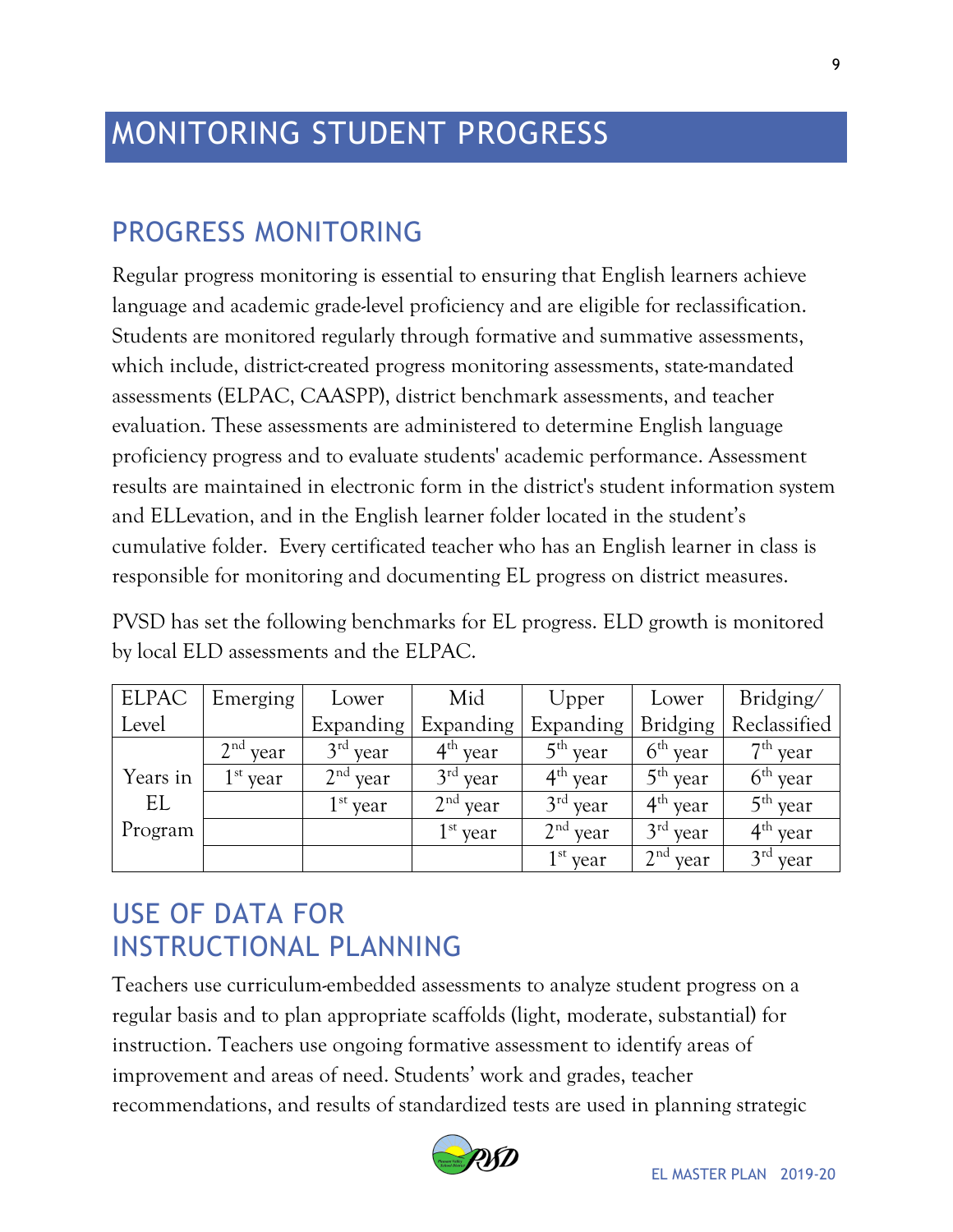# MONITORING STUDENT PROGRESS

## PROGRESS MONITORING

Regular progress monitoring is essential to ensuring that English learners achieve language and academic grade-level proficiency and are eligible for reclassification. Students are monitored regularly through formative and summative assessments, which include, district-created progress monitoring assessments, state-mandated assessments (ELPAC, CAASPP), district benchmark assessments, and teacher evaluation. These assessments are administered to determine English language proficiency progress and to evaluate students' academic performance. Assessment results are maintained in electronic form in the district's student information system and ELLevation, and in the English learner folder located in the student's cumulative folder. Every certificated teacher who has an English learner in class is responsible for monitoring and documenting EL progress on district measures.

PVSD has set the following benchmarks for EL progress. ELD growth is monitored by local ELD assessments and the ELPAC.

| ELPAC Level | Emerging | Lower Expanding | Mid Expanding | Upper Expanding | Lower Bridging | Bridging/ Reclassified |
|---|---|---|---|---|---|---|
| Years in EL Program | 2nd year | 3rd year | 4th year | 5th year | 6th year | 7th year |
| | 1st year | 2nd year | 3rd year | 4th year | 5th year | 6th year |
| | | 1st year | 2nd year | 3rd year | 4th year | 5th year |
| | | | 1st year | 2nd year | 3rd year | 4th year |
| | | | | 1st year | 2nd year | 3rd year |

## USE OF DATA FOR INSTRUCTIONAL PLANNING

Teachers use curriculum-embedded assessments to analyze student progress on a regular basis and to plan appropriate scaffolds (light, moderate, substantial) for instruction. Teachers use ongoing formative assessment to identify areas of improvement and areas of need. Students' work and grades, teacher recommendations, and results of standardized tests are used in planning strategic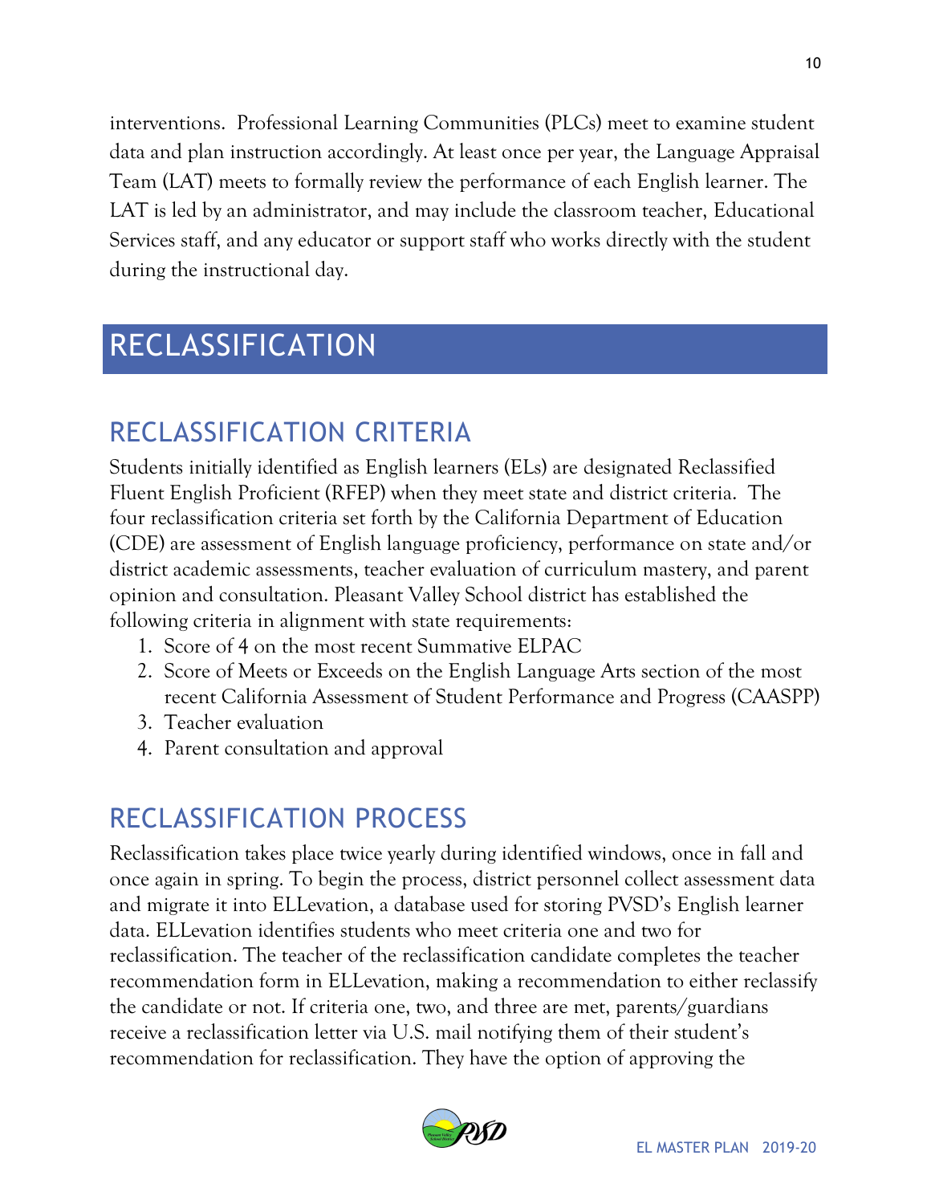interventions. Professional Learning Communities (PLCs) meet to examine student data and plan instruction accordingly. At least once per year, the Language Appraisal Team (LAT) meets to formally review the performance of each English learner. The LAT is led by an administrator, and may include the classroom teacher, Educational Services staff, and any educator or support staff who works directly with the student during the instructional day.

# RECLASSIFICATION

## RECLASSIFICATION CRITERIA

Students initially identified as English learners (ELs) are designated Reclassified Fluent English Proficient (RFEP) when they meet state and district criteria. The four reclassification criteria set forth by the California Department of Education (CDE) are assessment of English language proficiency, performance on state and/or district academic assessments, teacher evaluation of curriculum mastery, and parent opinion and consultation. Pleasant Valley School district has established the following criteria in alignment with state requirements:

1. Score of 4 on the most recent Summative ELPAC
2. Score of Meets or Exceeds on the English Language Arts section of the most recent California Assessment of Student Performance and Progress (CAASPP)
3. Teacher evaluation
4. Parent consultation and approval

## RECLASSIFICATION PROCESS

Reclassification takes place twice yearly during identified windows, once in fall and once again in spring. To begin the process, district personnel collect assessment data and migrate it into ELLevation, a database used for storing PVSD's English learner data. ELLevation identifies students who meet criteria one and two for reclassification. The teacher of the reclassification candidate completes the teacher recommendation form in ELLevation, making a recommendation to either reclassify the candidate or not. If criteria one, two, and three are met, parents/guardians receive a reclassification letter via U.S. mail notifying them of their student's recommendation for reclassification. They have the option of approving the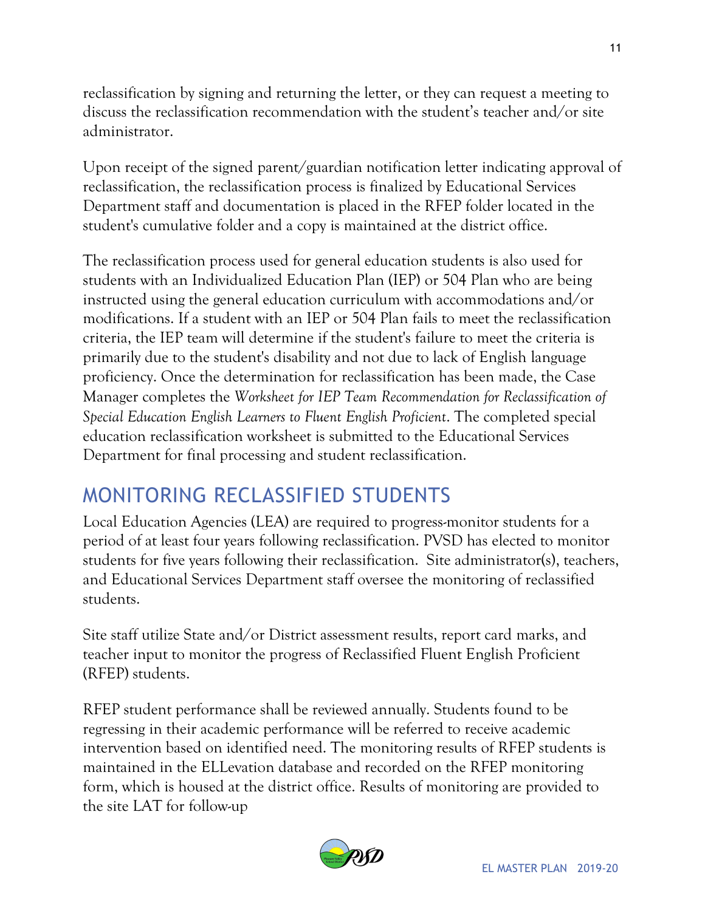reclassification by signing and returning the letter, or they can request a meeting to discuss the reclassification recommendation with the student's teacher and/or site administrator.

Upon receipt of the signed parent/guardian notification letter indicating approval of reclassification, the reclassification process is finalized by Educational Services Department staff and documentation is placed in the RFEP folder located in the student's cumulative folder and a copy is maintained at the district office.

The reclassification process used for general education students is also used for students with an Individualized Education Plan (IEP) or 504 Plan who are being instructed using the general education curriculum with accommodations and/or modifications. If a student with an IEP or 504 Plan fails to meet the reclassification criteria, the IEP team will determine if the student's failure to meet the criteria is primarily due to the student's disability and not due to lack of English language proficiency. Once the determination for reclassification has been made, the Case Manager completes the *Worksheet for IEP Team Recommendation for Reclassification of Special Education English Learners to Fluent English Proficient*. The completed special education reclassification worksheet is submitted to the Educational Services Department for final processing and student reclassification.

## MONITORING RECLASSIFIED STUDENTS

Local Education Agencies (LEA) are required to progress-monitor students for a period of at least four years following reclassification. PVSD has elected to monitor students for five years following their reclassification. Site administrator(s), teachers, and Educational Services Department staff oversee the monitoring of reclassified students.

Site staff utilize State and/or District assessment results, report card marks, and teacher input to monitor the progress of Reclassified Fluent English Proficient (RFEP) students.

RFEP student performance shall be reviewed annually. Students found to be regressing in their academic performance will be referred to receive academic intervention based on identified need. The monitoring results of RFEP students is maintained in the ELLevation database and recorded on the RFEP monitoring form, which is housed at the district office. Results of monitoring are provided to the site LAT for follow-up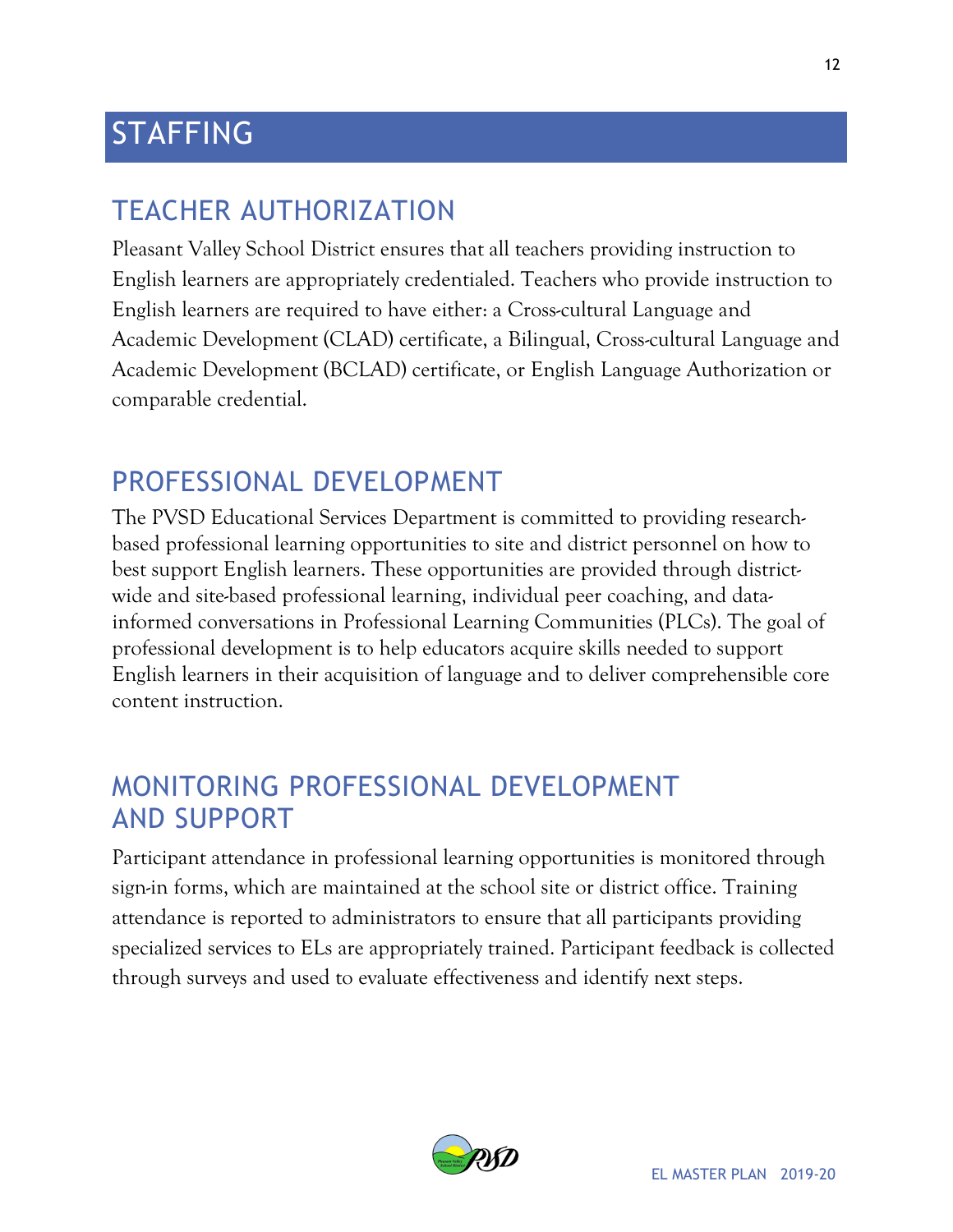# STAFFING

## TEACHER AUTHORIZATION

Pleasant Valley School District ensures that all teachers providing instruction to English learners are appropriately credentialed. Teachers who provide instruction to English learners are required to have either: a Cross-cultural Language and Academic Development (CLAD) certificate, a Bilingual, Cross-cultural Language and Academic Development (BCLAD) certificate, or English Language Authorization or comparable credential.

## PROFESSIONAL DEVELOPMENT

The PVSD Educational Services Department is committed to providing research-based professional learning opportunities to site and district personnel on how to best support English learners. These opportunities are provided through district-wide and site-based professional learning, individual peer coaching, and data-informed conversations in Professional Learning Communities (PLCs). The goal of professional development is to help educators acquire skills needed to support English learners in their acquisition of language and to deliver comprehensible core content instruction.

## MONITORING PROFESSIONAL DEVELOPMENT AND SUPPORT

Participant attendance in professional learning opportunities is monitored through sign-in forms, which are maintained at the school site or district office. Training attendance is reported to administrators to ensure that all participants providing specialized services to ELs are appropriately trained. Participant feedback is collected through surveys and used to evaluate effectiveness and identify next steps.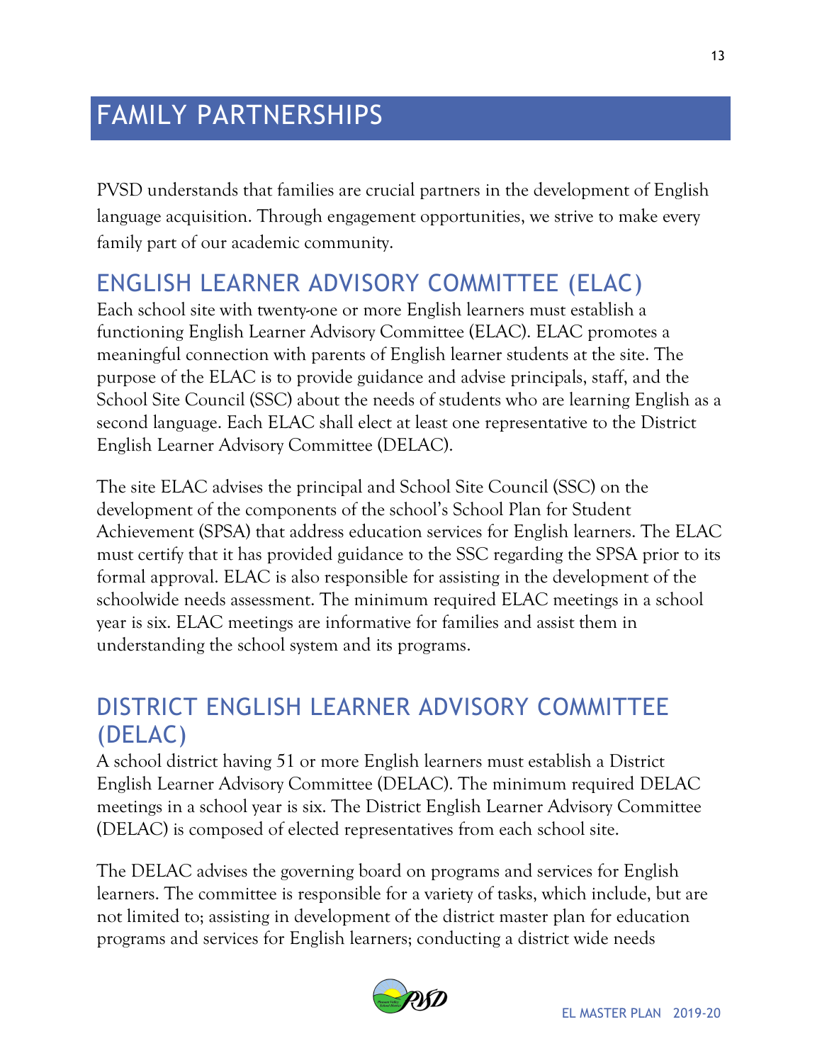# FAMILY PARTNERSHIPS

PVSD understands that families are crucial partners in the development of English language acquisition. Through engagement opportunities, we strive to make every family part of our academic community.

## ENGLISH LEARNER ADVISORY COMMITTEE (ELAC)

Each school site with twenty-one or more English learners must establish a functioning English Learner Advisory Committee (ELAC). ELAC promotes a meaningful connection with parents of English learner students at the site. The purpose of the ELAC is to provide guidance and advise principals, staff, and the School Site Council (SSC) about the needs of students who are learning English as a second language. Each ELAC shall elect at least one representative to the District English Learner Advisory Committee (DELAC).

The site ELAC advises the principal and School Site Council (SSC) on the development of the components of the school's School Plan for Student Achievement (SPSA) that address education services for English learners. The ELAC must certify that it has provided guidance to the SSC regarding the SPSA prior to its formal approval. ELAC is also responsible for assisting in the development of the schoolwide needs assessment. The minimum required ELAC meetings in a school year is six. ELAC meetings are informative for families and assist them in understanding the school system and its programs.

## DISTRICT ENGLISH LEARNER ADVISORY COMMITTEE (DELAC)

A school district having 51 or more English learners must establish a District English Learner Advisory Committee (DELAC). The minimum required DELAC meetings in a school year is six. The District English Learner Advisory Committee (DELAC) is composed of elected representatives from each school site.

The DELAC advises the governing board on programs and services for English learners. The committee is responsible for a variety of tasks, which include, but are not limited to; assisting in development of the district master plan for education programs and services for English learners; conducting a district wide needs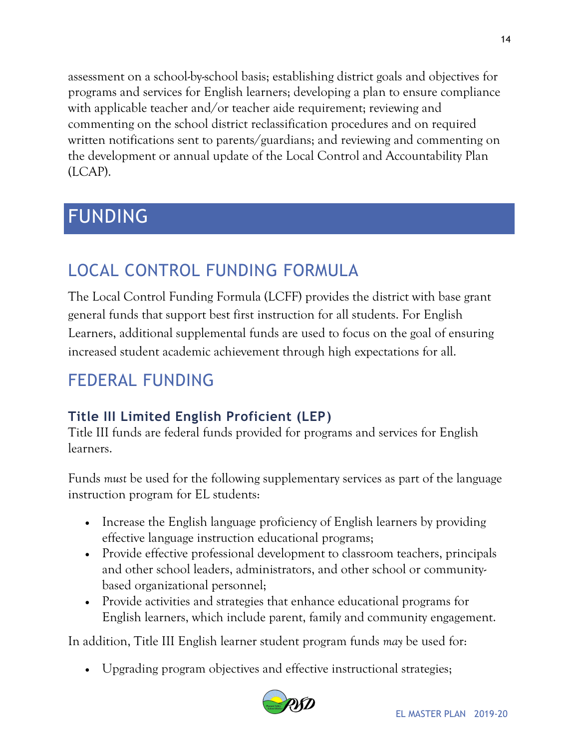assessment on a school-by-school basis; establishing district goals and objectives for programs and services for English learners; developing a plan to ensure compliance with applicable teacher and/or teacher aide requirement; reviewing and commenting on the school district reclassification procedures and on required written notifications sent to parents/guardians; and reviewing and commenting on the development or annual update of the Local Control and Accountability Plan (LCAP).

# FUNDING

## LOCAL CONTROL FUNDING FORMULA

The Local Control Funding Formula (LCFF) provides the district with base grant general funds that support best first instruction for all students. For English Learners, additional supplemental funds are used to focus on the goal of ensuring increased student academic achievement through high expectations for all.

## FEDERAL FUNDING

### Title III Limited English Proficient (LEP)

Title III funds are federal funds provided for programs and services for English learners.

Funds *must* be used for the following supplementary services as part of the language instruction program for EL students:

- Increase the English language proficiency of English learners by providing effective language instruction educational programs;
- Provide effective professional development to classroom teachers, principals and other school leaders, administrators, and other school or community-based organizational personnel;
- Provide activities and strategies that enhance educational programs for English learners, which include parent, family and community engagement.

In addition, Title III English learner student program funds *may* be used for:

- Upgrading program objectives and effective instructional strategies;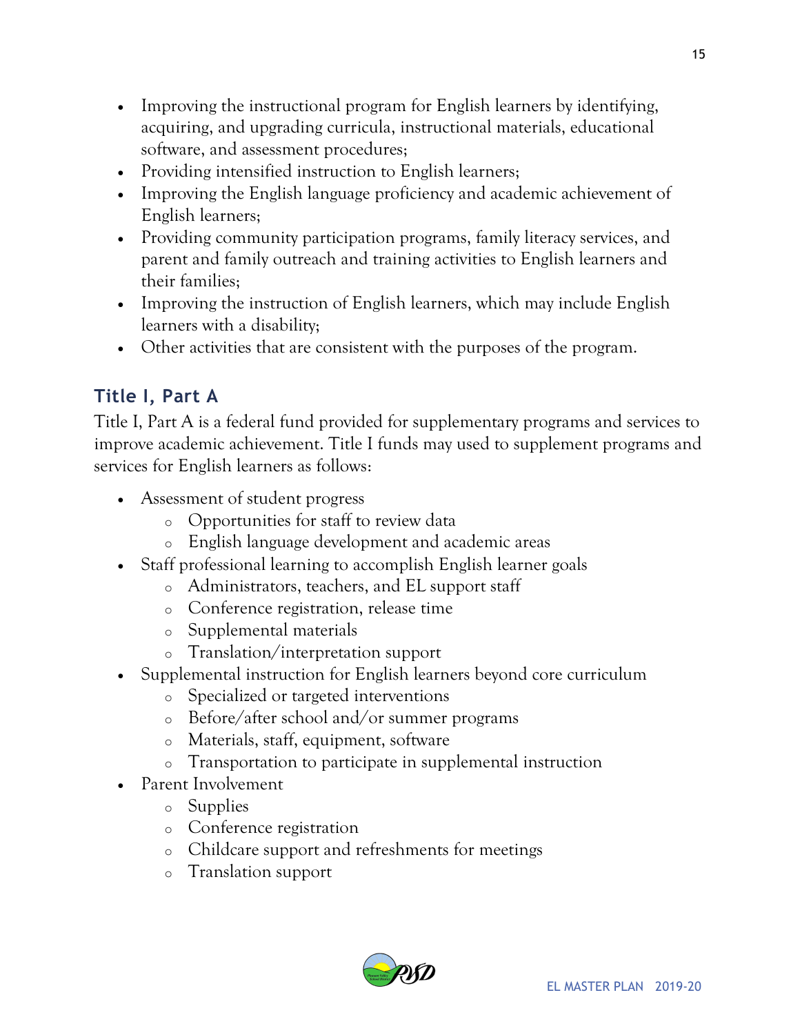- Improving the instructional program for English learners by identifying, acquiring, and upgrading curricula, instructional materials, educational software, and assessment procedures;
- Providing intensified instruction to English learners;
- Improving the English language proficiency and academic achievement of English learners;
- Providing community participation programs, family literacy services, and parent and family outreach and training activities to English learners and their families;
- Improving the instruction of English learners, which may include English learners with a disability;
- Other activities that are consistent with the purposes of the program.

## Title I, Part A

Title I, Part A is a federal fund provided for supplementary programs and services to improve academic achievement. Title I funds may used to supplement programs and services for English learners as follows:

- Assessment of student progress
  - Opportunities for staff to review data
  - English language development and academic areas
- Staff professional learning to accomplish English learner goals
  - Administrators, teachers, and EL support staff
  - Conference registration, release time
  - Supplemental materials
  - Translation/interpretation support
- Supplemental instruction for English learners beyond core curriculum
  - Specialized or targeted interventions
  - Before/after school and/or summer programs
  - Materials, staff, equipment, software
  - Transportation to participate in supplemental instruction
- Parent Involvement
  - Supplies
  - Conference registration
  - Childcare support and refreshments for meetings
  - Translation support